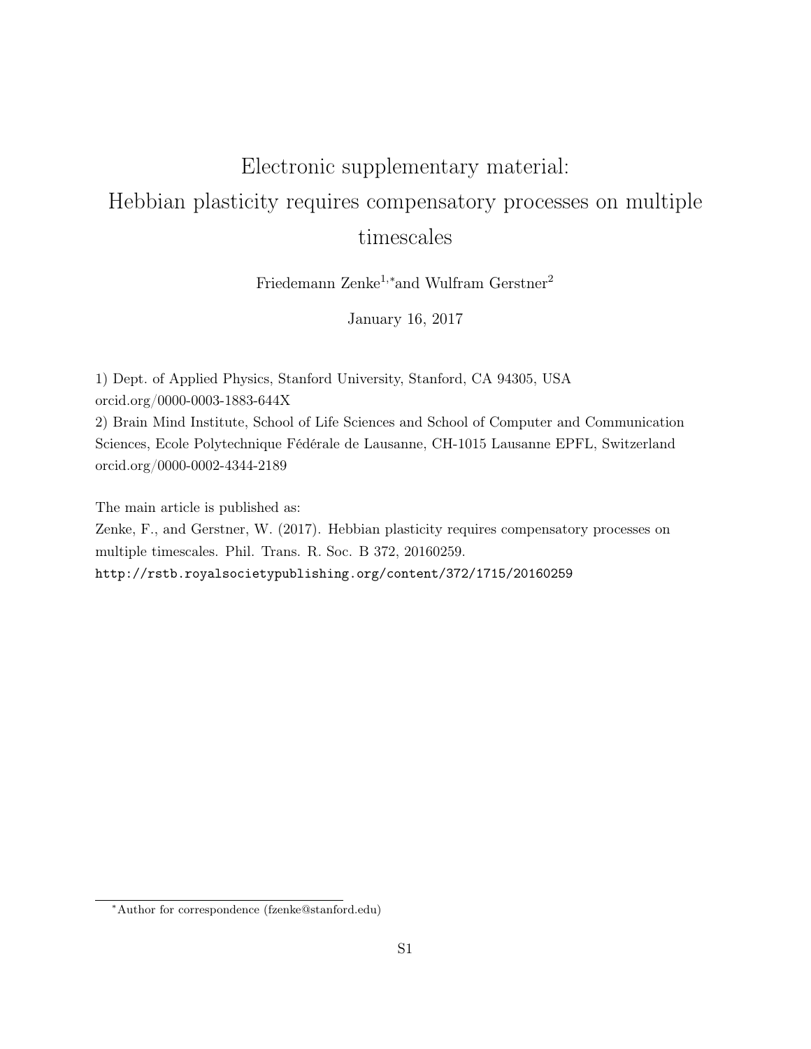# Electronic supplementary material: Hebbian plasticity requires compensatory processes on multiple timescales

Friedemann Zenke[1,*] and Wulfram Gerstner[2]

January 16, 2017

1) Dept. of Applied Physics, Stanford University, Stanford, CA 94305, USA
orcid.org/0000-0003-1883-644X

2) Brain Mind Institute, School of Life Sciences and School of Computer and Communication Sciences, Ecole Polytechnique Fédérale de Lausanne, CH-1015 Lausanne EPFL, Switzerland
orcid.org/0000-0002-4344-2189

The main article is published as:
Zenke, F., and Gerstner, W. (2017). Hebbian plasticity requires compensatory processes on multiple timescales. Phil. Trans. R. Soc. B 372, 20160259.
`http://rstb.royalsocietypublishing.org/content/372/1715/20160259`

---

[*] Author for correspondence (fzenke@stanford.edu)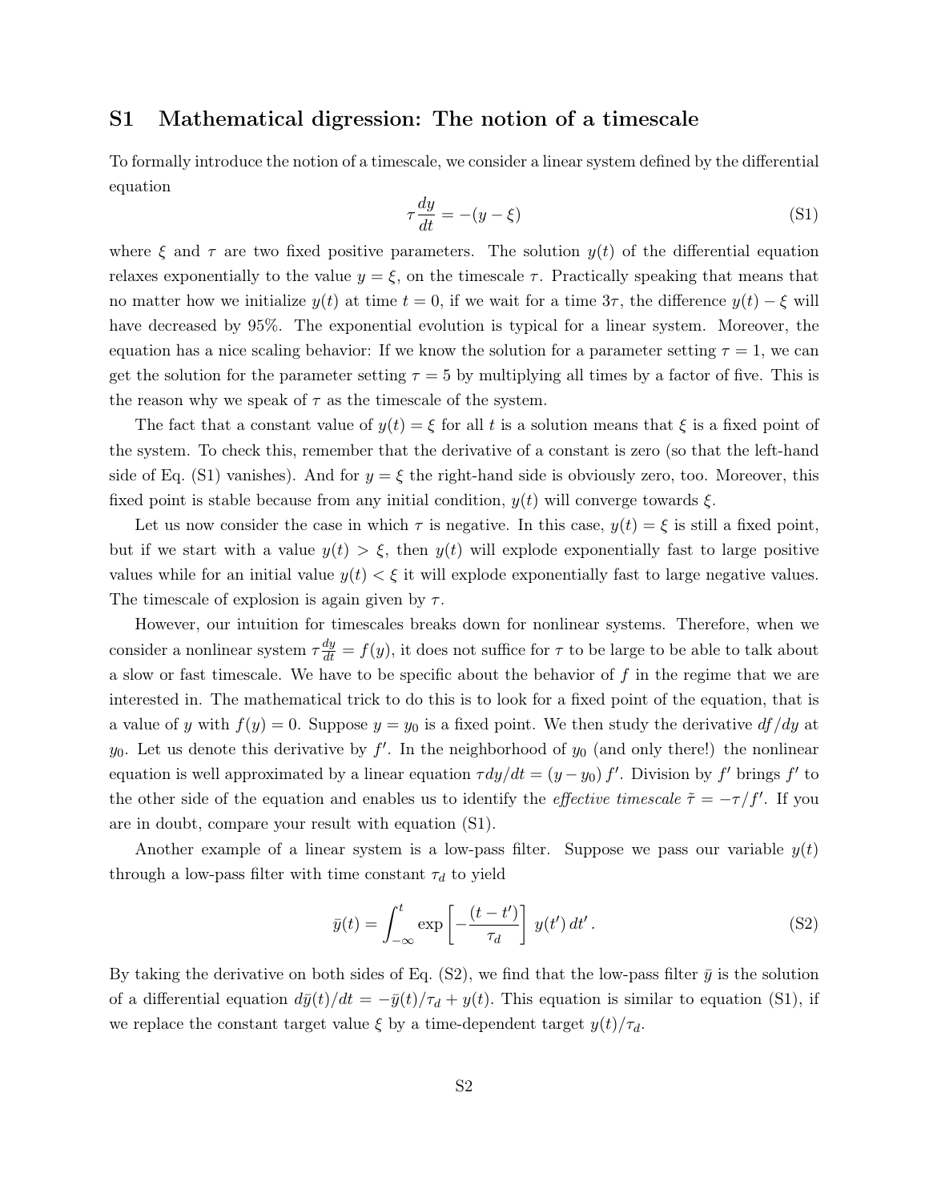## S1 Mathematical digression: The notion of a timescale

To formally introduce the notion of a timescale, we consider a linear system defined by the differential equation

$$\tau \frac{dy}{dt} = -(y - \xi) \tag{S1}$$

where $\xi$ and $\tau$ are two fixed positive parameters. The solution $y(t)$ of the differential equation relaxes exponentially to the value $y = \xi$, on the timescale $\tau$. Practically speaking that means that no matter how we initialize $y(t)$ at time $t = 0$, if we wait for a time $3\tau$, the difference $y(t) - \xi$ will have decreased by 95%. The exponential evolution is typical for a linear system. Moreover, the equation has a nice scaling behavior: If we know the solution for a parameter setting $\tau = 1$, we can get the solution for the parameter setting $\tau = 5$ by multiplying all times by a factor of five. This is the reason why we speak of $\tau$ as the timescale of the system.

The fact that a constant value of $y(t) = \xi$ for all $t$ is a solution means that $\xi$ is a fixed point of the system. To check this, remember that the derivative of a constant is zero (so that the left-hand side of Eq. (S1) vanishes). And for $y = \xi$ the right-hand side is obviously zero, too. Moreover, this fixed point is stable because from any initial condition, $y(t)$ will converge towards $\xi$.

Let us now consider the case in which $\tau$ is negative. In this case, $y(t) = \xi$ is still a fixed point, but if we start with a value $y(t) > \xi$, then $y(t)$ will explode exponentially fast to large positive values while for an initial value $y(t) < \xi$ it will explode exponentially fast to large negative values. The timescale of explosion is again given by $\tau$.

However, our intuition for timescales breaks down for nonlinear systems. Therefore, when we consider a nonlinear system $\tau \frac{dy}{dt} = f(y)$, it does not suffice for $\tau$ to be large to be able to talk about a slow or fast timescale. We have to be specific about the behavior of $f$ in the regime that we are interested in. The mathematical trick to do this is to look for a fixed point of the equation, that is a value of $y$ with $f(y) = 0$. Suppose $y = y_0$ is a fixed point. We then study the derivative $df/dy$ at $y_0$. Let us denote this derivative by $f'$. In the neighborhood of $y_0$ (and only there!) the nonlinear equation is well approximated by a linear equation $\tau dy/dt = (y - y_0)\, f'$. Division by $f'$ brings $f'$ to the other side of the equation and enables us to identify the *effective timescale* $\tilde{\tau} = -\tau/f'$. If you are in doubt, compare your result with equation (S1).

Another example of a linear system is a low-pass filter. Suppose we pass our variable $y(t)$ through a low-pass filter with time constant $\tau_d$ to yield

$$\bar{y}(t) = \int_{-\infty}^{t} \exp\left[-\frac{(t - t')}{\tau_d}\right] y(t')\, dt' \,. \tag{S2}$$

By taking the derivative on both sides of Eq. (S2), we find that the low-pass filter $\bar{y}$ is the solution of a differential equation $d\bar{y}(t)/dt = -\bar{y}(t)/\tau_d + y(t)$. This equation is similar to equation (S1), if we replace the constant target value $\xi$ by a time-dependent target $y(t)/\tau_d$.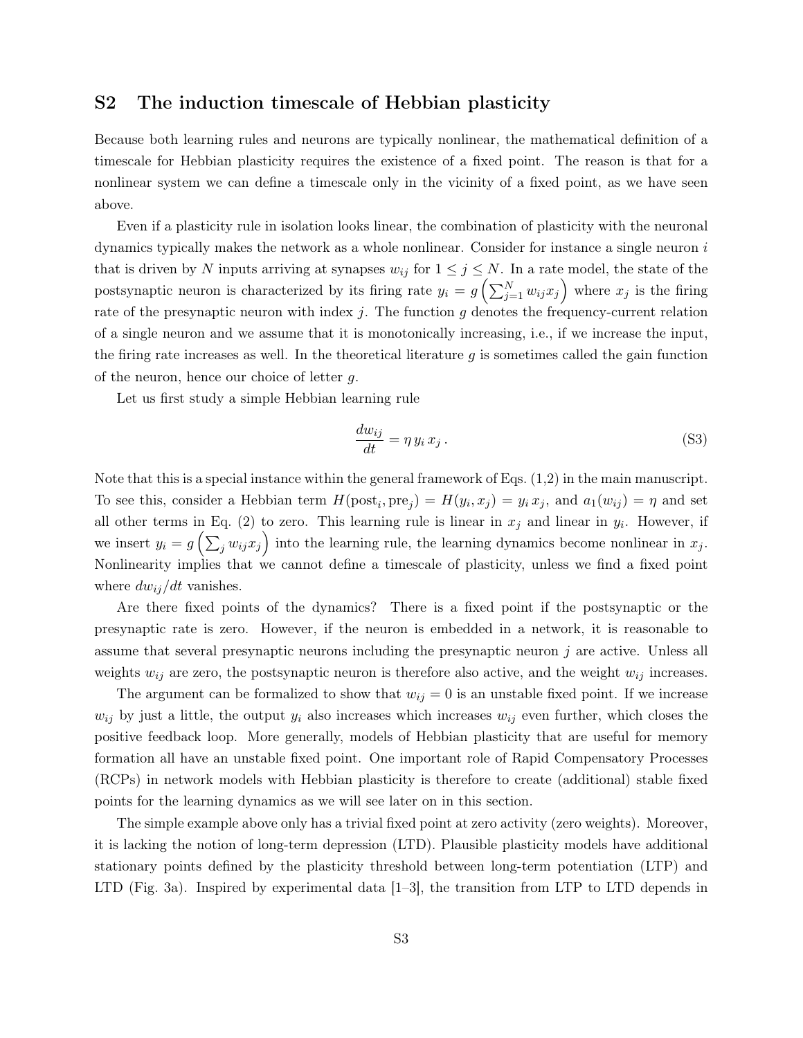## S2 The induction timescale of Hebbian plasticity

Because both learning rules and neurons are typically nonlinear, the mathematical definition of a timescale for Hebbian plasticity requires the existence of a fixed point. The reason is that for a nonlinear system we can define a timescale only in the vicinity of a fixed point, as we have seen above.

Even if a plasticity rule in isolation looks linear, the combination of plasticity with the neuronal dynamics typically makes the network as a whole nonlinear. Consider for instance a single neuron $i$ that is driven by $N$ inputs arriving at synapses $w_{ij}$ for $1 \leq j \leq N$. In a rate model, the state of the postsynaptic neuron is characterized by its firing rate $y_i = g\left(\sum_{j=1}^{N} w_{ij} x_j\right)$ where $x_j$ is the firing rate of the presynaptic neuron with index $j$. The function $g$ denotes the frequency-current relation of a single neuron and we assume that it is monotonically increasing, i.e., if we increase the input, the firing rate increases as well. In the theoretical literature $g$ is sometimes called the gain function of the neuron, hence our choice of letter $g$.

Let us first study a simple Hebbian learning rule

$$\frac{dw_{ij}}{dt} = \eta \, y_i \, x_j \, . \tag{S3}$$

Note that this is a special instance within the general framework of Eqs. (1,2) in the main manuscript. To see this, consider a Hebbian term $H(\text{post}_i, \text{pre}_j) = H(y_i, x_j) = y_i \, x_j$, and $a_1(w_{ij}) = \eta$ and set all other terms in Eq. (2) to zero. This learning rule is linear in $x_j$ and linear in $y_i$. However, if we insert $y_i = g\left(\sum_j w_{ij} x_j\right)$ into the learning rule, the learning dynamics become nonlinear in $x_j$. Nonlinearity implies that we cannot define a timescale of plasticity, unless we find a fixed point where $dw_{ij}/dt$ vanishes.

Are there fixed points of the dynamics? There is a fixed point if the postsynaptic or the presynaptic rate is zero. However, if the neuron is embedded in a network, it is reasonable to assume that several presynaptic neurons including the presynaptic neuron $j$ are active. Unless all weights $w_{ij}$ are zero, the postsynaptic neuron is therefore also active, and the weight $w_{ij}$ increases.

The argument can be formalized to show that $w_{ij} = 0$ is an unstable fixed point. If we increase $w_{ij}$ by just a little, the output $y_i$ also increases which increases $w_{ij}$ even further, which closes the positive feedback loop. More generally, models of Hebbian plasticity that are useful for memory formation all have an unstable fixed point. One important role of Rapid Compensatory Processes (RCPs) in network models with Hebbian plasticity is therefore to create (additional) stable fixed points for the learning dynamics as we will see later on in this section.

The simple example above only has a trivial fixed point at zero activity (zero weights). Moreover, it is lacking the notion of long-term depression (LTD). Plausible plasticity models have additional stationary points defined by the plasticity threshold between long-term potentiation (LTP) and LTD (Fig. 3a). Inspired by experimental data [1–3], the transition from LTP to LTD depends in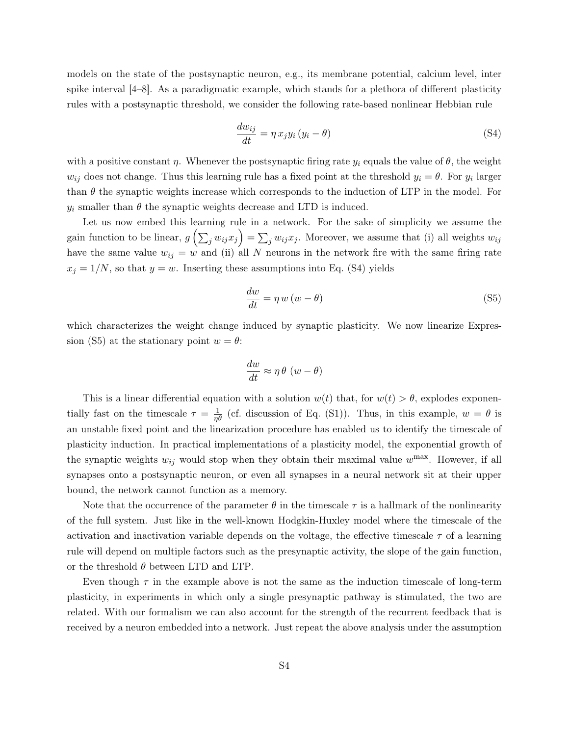models on the state of the postsynaptic neuron, e.g., its membrane potential, calcium level, inter spike interval [4–8]. As a paradigmatic example, which stands for a plethora of different plasticity rules with a postsynaptic threshold, we consider the following rate-based nonlinear Hebbian rule

$$\frac{dw_{ij}}{dt} = \eta \, x_j y_i \left(y_i - \theta\right) \tag{S4}$$

with a positive constant $\eta$. Whenever the postsynaptic firing rate $y_i$ equals the value of $\theta$, the weight $w_{ij}$ does not change. Thus this learning rule has a fixed point at the threshold $y_i = \theta$. For $y_i$ larger than $\theta$ the synaptic weights increase which corresponds to the induction of LTP in the model. For $y_i$ smaller than $\theta$ the synaptic weights decrease and LTD is induced.

Let us now embed this learning rule in a network. For the sake of simplicity we assume the gain function to be linear, $g\left(\sum_j w_{ij} x_j\right) = \sum_j w_{ij} x_j$. Moreover, we assume that (i) all weights $w_{ij}$ have the same value $w_{ij} = w$ and (ii) all $N$ neurons in the network fire with the same firing rate $x_j = 1/N$, so that $y = w$. Inserting these assumptions into Eq. (S4) yields

$$\frac{dw}{dt} = \eta \, w \left(w - \theta\right) \tag{S5}$$

which characterizes the weight change induced by synaptic plasticity. We now linearize Expression (S5) at the stationary point $w = \theta$:

$$\frac{dw}{dt} \approx \eta \, \theta \, \left(w - \theta\right)$$

This is a linear differential equation with a solution $w(t)$ that, for $w(t) > \theta$, explodes exponentially fast on the timescale $\tau = \frac{1}{\eta\theta}$ (cf. discussion of Eq. (S1)). Thus, in this example, $w = \theta$ is an unstable fixed point and the linearization procedure has enabled us to identify the timescale of plasticity induction. In practical implementations of a plasticity model, the exponential growth of the synaptic weights $w_{ij}$ would stop when they obtain their maximal value $w^{\max}$. However, if all synapses onto a postsynaptic neuron, or even all synapses in a neural network sit at their upper bound, the network cannot function as a memory.

Note that the occurrence of the parameter $\theta$ in the timescale $\tau$ is a hallmark of the nonlinearity of the full system. Just like in the well-known Hodgkin-Huxley model where the timescale of the activation and inactivation variable depends on the voltage, the effective timescale $\tau$ of a learning rule will depend on multiple factors such as the presynaptic activity, the slope of the gain function, or the threshold $\theta$ between LTD and LTP.

Even though $\tau$ in the example above is not the same as the induction timescale of long-term plasticity, in experiments in which only a single presynaptic pathway is stimulated, the two are related. With our formalism we can also account for the strength of the recurrent feedback that is received by a neuron embedded into a network. Just repeat the above analysis under the assumption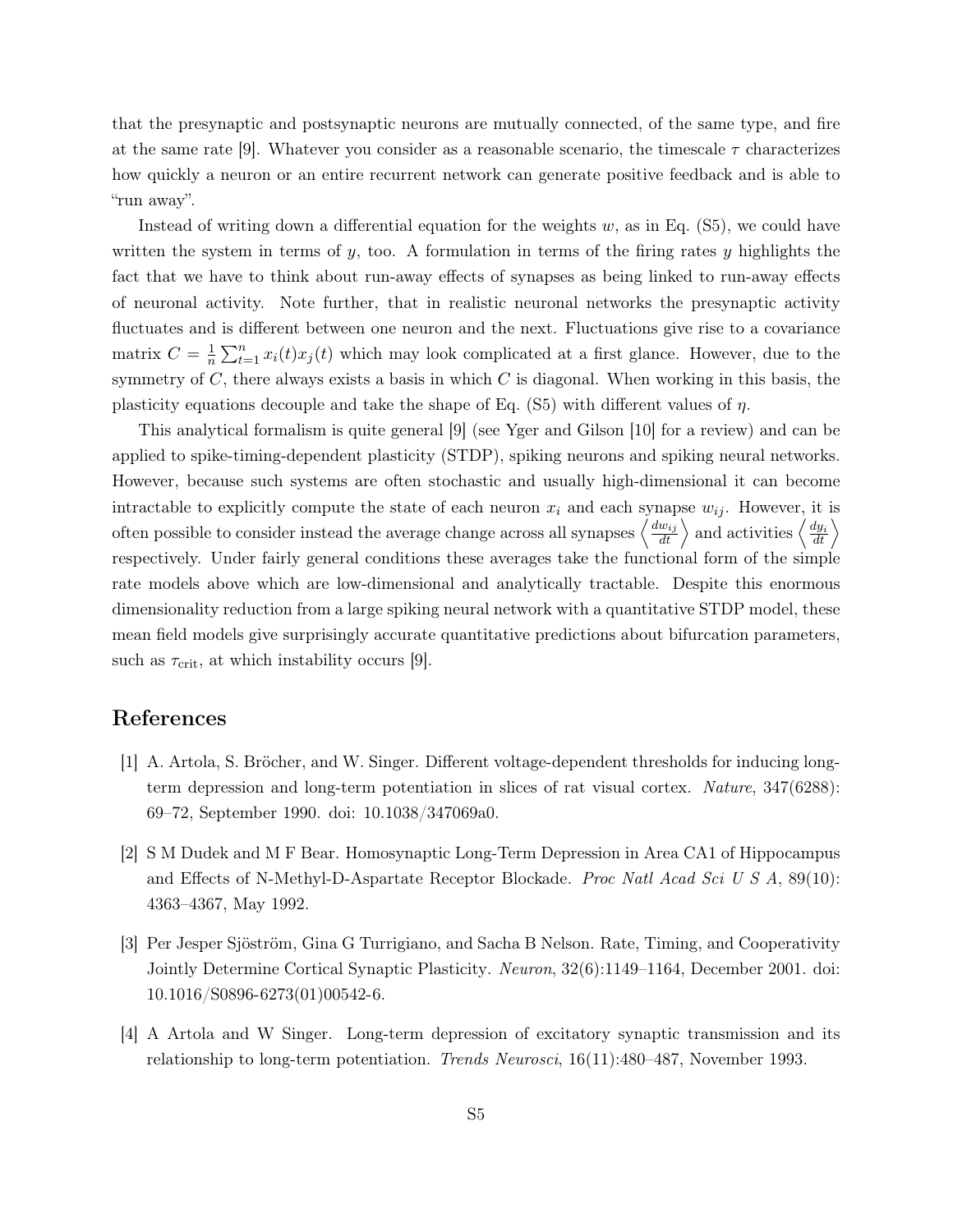that the presynaptic and postsynaptic neurons are mutually connected, of the same type, and fire at the same rate [9]. Whatever you consider as a reasonable scenario, the timescale $\tau$ characterizes how quickly a neuron or an entire recurrent network can generate positive feedback and is able to "run away".

Instead of writing down a differential equation for the weights $w$, as in Eq. (S5), we could have written the system in terms of $y$, too. A formulation in terms of the firing rates $y$ highlights the fact that we have to think about run-away effects of synapses as being linked to run-away effects of neuronal activity. Note further, that in realistic neuronal networks the presynaptic activity fluctuates and is different between one neuron and the next. Fluctuations give rise to a covariance matrix $C = \frac{1}{n}\sum_{t=1}^{n} x_i(t)x_j(t)$ which may look complicated at a first glance. However, due to the symmetry of $C$, there always exists a basis in which $C$ is diagonal. When working in this basis, the plasticity equations decouple and take the shape of Eq. (S5) with different values of $\eta$.

This analytical formalism is quite general [9] (see Yger and Gilson [10] for a review) and can be applied to spike-timing-dependent plasticity (STDP), spiking neurons and spiking neural networks. However, because such systems are often stochastic and usually high-dimensional it can become intractable to explicitly compute the state of each neuron $x_i$ and each synapse $w_{ij}$. However, it is often possible to consider instead the average change across all synapses $\left\langle \frac{dw_{ij}}{dt} \right\rangle$ and activities $\left\langle \frac{dy_i}{dt} \right\rangle$ respectively. Under fairly general conditions these averages take the functional form of the simple rate models above which are low-dimensional and analytically tractable. Despite this enormous dimensionality reduction from a large spiking neural network with a quantitative STDP model, these mean field models give surprisingly accurate quantitative predictions about bifurcation parameters, such as $\tau_{\text{crit}}$, at which instability occurs [9].

## References

[1] A. Artola, S. Bröcher, and W. Singer. Different voltage-dependent thresholds for inducing long-term depression and long-term potentiation in slices of rat visual cortex. *Nature*, 347(6288): 69–72, September 1990. doi: 10.1038/347069a0.

[2] S M Dudek and M F Bear. Homosynaptic Long-Term Depression in Area CA1 of Hippocampus and Effects of N-Methyl-D-Aspartate Receptor Blockade. *Proc Natl Acad Sci U S A*, 89(10): 4363–4367, May 1992.

[3] Per Jesper Sjöström, Gina G Turrigiano, and Sacha B Nelson. Rate, Timing, and Cooperativity Jointly Determine Cortical Synaptic Plasticity. *Neuron*, 32(6):1149–1164, December 2001. doi: 10.1016/S0896-6273(01)00542-6.

[4] A Artola and W Singer. Long-term depression of excitatory synaptic transmission and its relationship to long-term potentiation. *Trends Neurosci*, 16(11):480–487, November 1993.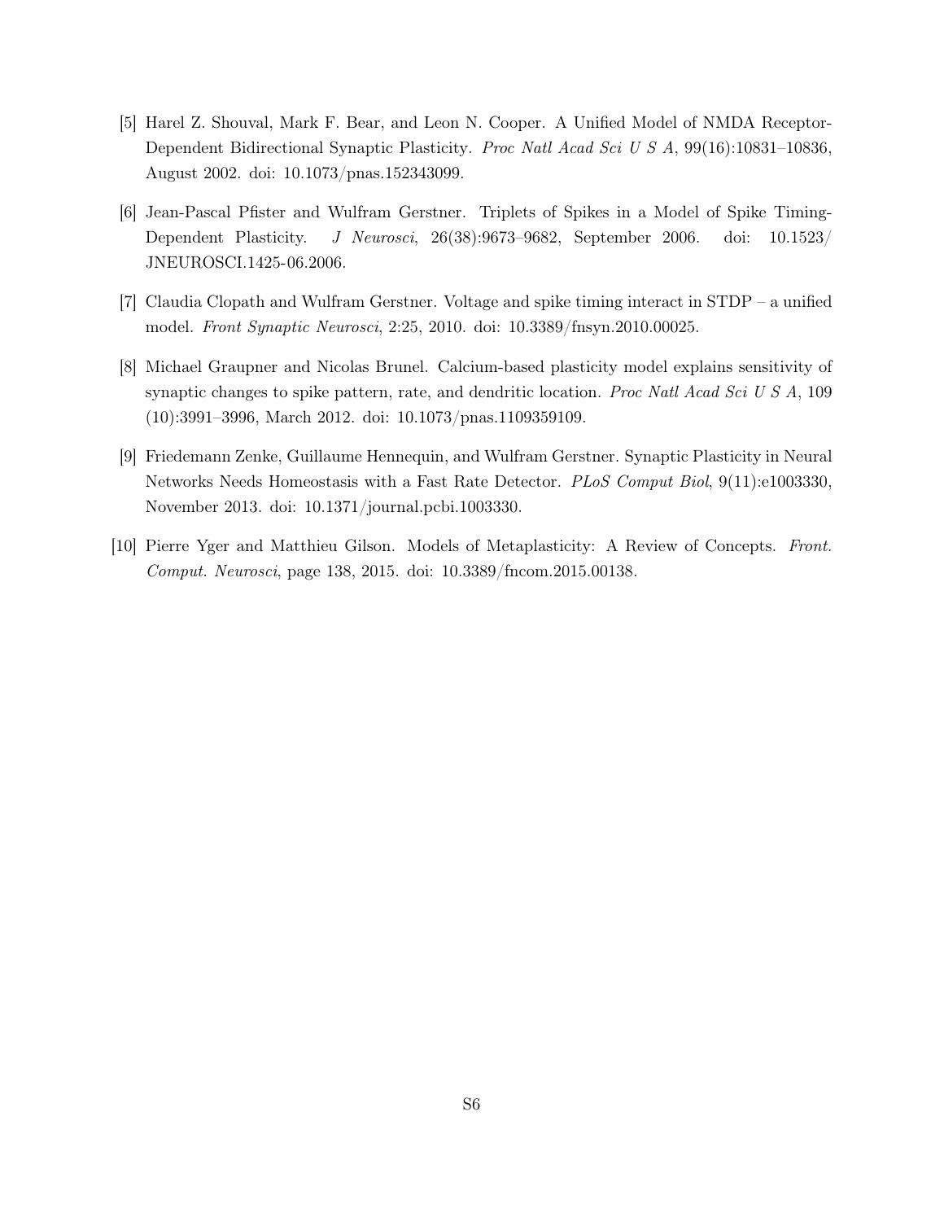[5] Harel Z. Shouval, Mark F. Bear, and Leon N. Cooper. A Unified Model of NMDA Receptor-Dependent Bidirectional Synaptic Plasticity. *Proc Natl Acad Sci U S A*, 99(16):10831–10836, August 2002. doi: 10.1073/pnas.152343099.

[6] Jean-Pascal Pfister and Wulfram Gerstner. Triplets of Spikes in a Model of Spike Timing-Dependent Plasticity. *J Neurosci*, 26(38):9673–9682, September 2006. doi: 10.1523/JNEUROSCI.1425-06.2006.

[7] Claudia Clopath and Wulfram Gerstner. Voltage and spike timing interact in STDP – a unified model. *Front Synaptic Neurosci*, 2:25, 2010. doi: 10.3389/fnsyn.2010.00025.

[8] Michael Graupner and Nicolas Brunel. Calcium-based plasticity model explains sensitivity of synaptic changes to spike pattern, rate, and dendritic location. *Proc Natl Acad Sci U S A*, 109 (10):3991–3996, March 2012. doi: 10.1073/pnas.1109359109.

[9] Friedemann Zenke, Guillaume Hennequin, and Wulfram Gerstner. Synaptic Plasticity in Neural Networks Needs Homeostasis with a Fast Rate Detector. *PLoS Comput Biol*, 9(11):e1003330, November 2013. doi: 10.1371/journal.pcbi.1003330.

[10] Pierre Yger and Matthieu Gilson. Models of Metaplasticity: A Review of Concepts. *Front. Comput. Neurosci*, page 138, 2015. doi: 10.3389/fncom.2015.00138.